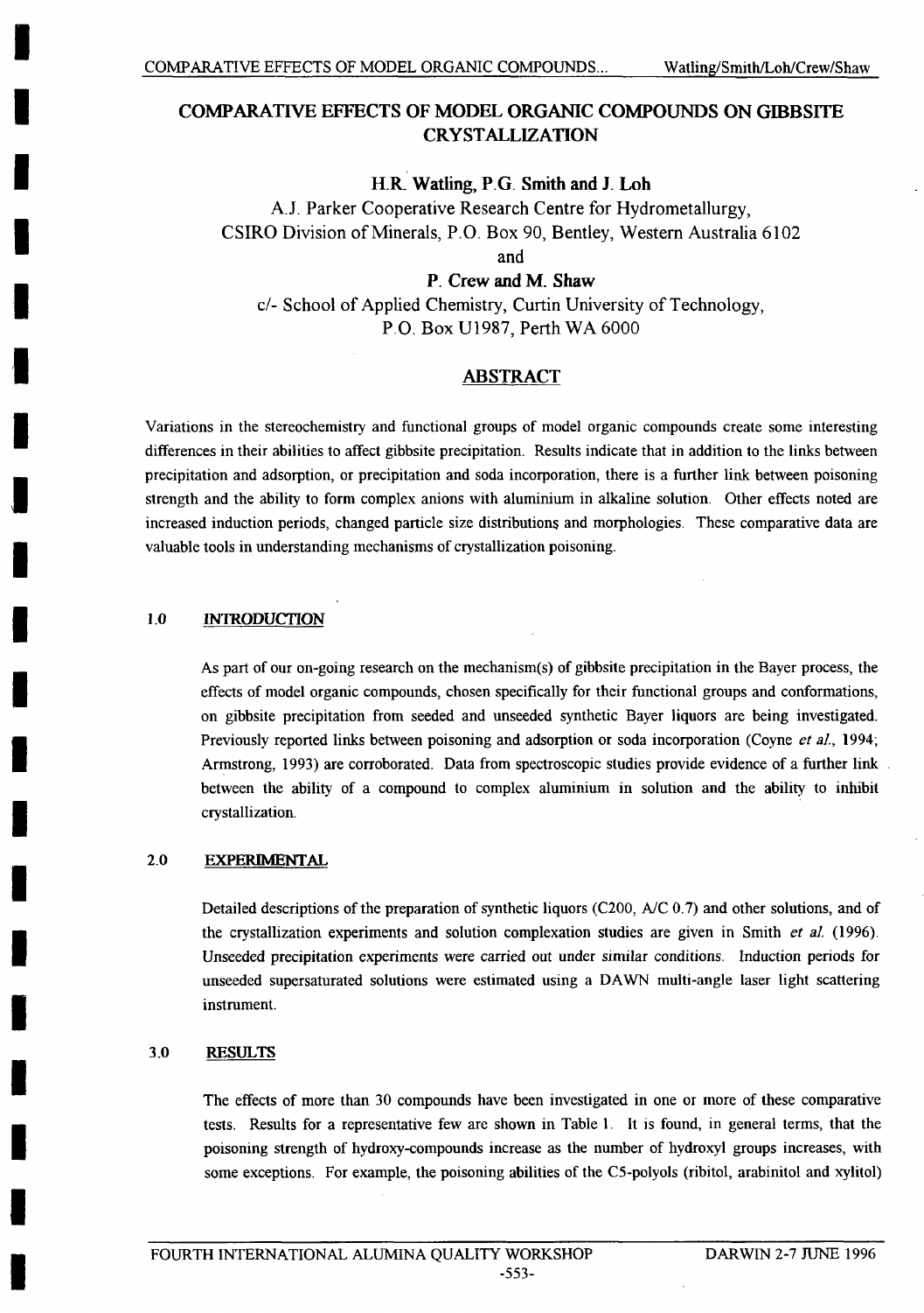# COMPARATIVE EFFECTS OF MODEL ORGANIC COMPOUNDS ON GIBBSITE CRYSTALLIZATION

**H.R. Watling, P.G. Smith and J. Loh**

A.J. Parker Cooperative Research Centre for Hydrometallurgy,
CSIRO Division of Minerals, P.O. Box 90, Bentley, Western Australia 6102

and

**P. Crew and M. Shaw**

c/- School of Applied Chemistry, Curtin University of Technology,
P.O. Box U1987, Perth WA 6000

## ABSTRACT

Variations in the stereochemistry and functional groups of model organic compounds create some interesting differences in their abilities to affect gibbsite precipitation. Results indicate that in addition to the links between precipitation and adsorption, or precipitation and soda incorporation, there is a further link between poisoning strength and the ability to form complex anions with aluminium in alkaline solution. Other effects noted are increased induction periods, changed particle size distributions and morphologies. These comparative data are valuable tools in understanding mechanisms of crystallization poisoning.

## 1.0 INTRODUCTION

As part of our on-going research on the mechanism(s) of gibbsite precipitation in the Bayer process, the effects of model organic compounds, chosen specifically for their functional groups and conformations, on gibbsite precipitation from seeded and unseeded synthetic Bayer liquors are being investigated. Previously reported links between poisoning and adsorption or soda incorporation (Coyne *et al.*, 1994; Armstrong, 1993) are corroborated. Data from spectroscopic studies provide evidence of a further link between the ability of a compound to complex aluminium in solution and the ability to inhibit crystallization.

## 2.0 EXPERIMENTAL

Detailed descriptions of the preparation of synthetic liquors (C200, A/C 0.7) and other solutions, and of the crystallization experiments and solution complexation studies are given in Smith *et al.* (1996). Unseeded precipitation experiments were carried out under similar conditions. Induction periods for unseeded supersaturated solutions were estimated using a DAWN multi-angle laser light scattering instrument.

## 3.0 RESULTS

The effects of more than 30 compounds have been investigated in one or more of these comparative tests. Results for a representative few are shown in Table 1. It is found, in general terms, that the poisoning strength of hydroxy-compounds increase as the number of hydroxyl groups increases, with some exceptions. For example, the poisoning abilities of the C5-polyols (ribitol, arabinitol and xylitol)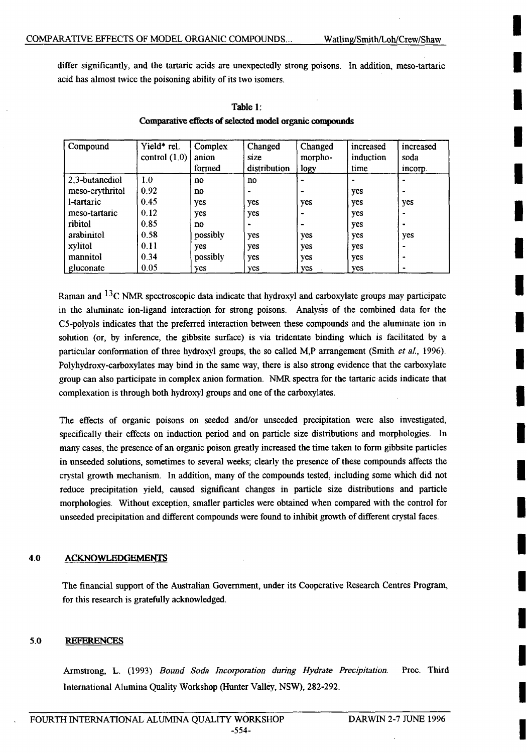differ significantly, and the tartaric acids are unexpectedly strong poisons. In addition, meso-tartaric acid has almost twice the poisoning ability of its two isomers.

**Table 1:**
**Comparative effects of selected model organic compounds**

| Compound | Yield* rel. control (1.0) | Complex anion formed | Changed size distribution | Changed morpho-logy | increased induction time | increased soda incorp. |
|---|---|---|---|---|---|---|
| 2,3-butanediol | 1.0 | no | no | - | - | - |
| meso-erythritol | 0.92 | no | - | - | yes | - |
| l-tartaric | 0.45 | yes | yes | yes | yes | yes |
| meso-tartaric | 0.12 | yes | yes | - | yes | - |
| ribitol | 0.85 | no | - | - | yes | - |
| arabinitol | 0.58 | possibly | yes | yes | yes | yes |
| xylitol | 0.11 | yes | yes | yes | yes | - |
| mannitol | 0.34 | possibly | yes | yes | yes | - |
| gluconate | 0.05 | yes | yes | yes | yes | - |

Raman and $^{13}C$ NMR spectroscopic data indicate that hydroxyl and carboxylate groups may participate in the aluminate ion-ligand interaction for strong poisons. Analysis of the combined data for the C5-polyols indicates that the preferred interaction between these compounds and the aluminate ion in solution (or, by inference, the gibbsite surface) is via tridentate binding which is facilitated by a particular conformation of three hydroxyl groups, the so called M,P arrangement (Smith *et al.*, 1996). Polyhydroxy-carboxylates may bind in the same way, there is also strong evidence that the carboxylate group can also participate in complex anion formation. NMR spectra for the tartaric acids indicate that complexation is through both hydroxyl groups and one of the carboxylates.

The effects of organic poisons on seeded and/or unseeded precipitation were also investigated, specifically their effects on induction period and on particle size distributions and morphologies. In many cases, the presence of an organic poison greatly increased the time taken to form gibbsite particles in unseeded solutions, sometimes to several weeks; clearly the presence of these compounds affects the crystal growth mechanism. In addition, many of the compounds tested, including some which did not reduce precipitation yield, caused significant changes in particle size distributions and particle morphologies. Without exception, smaller particles were obtained when compared with the control for unseeded precipitation and different compounds were found to inhibit growth of different crystal faces.

## 4.0 ACKNOWLEDGEMENTS

The financial support of the Australian Government, under its Cooperative Research Centres Program, for this research is gratefully acknowledged.

## 5.0 REFERENCES

Armstrong, L. (1993) *Bound Soda Incorporation during Hydrate Precipitation.* Proc. Third International Alumina Quality Workshop (Hunter Valley, NSW), 282-292.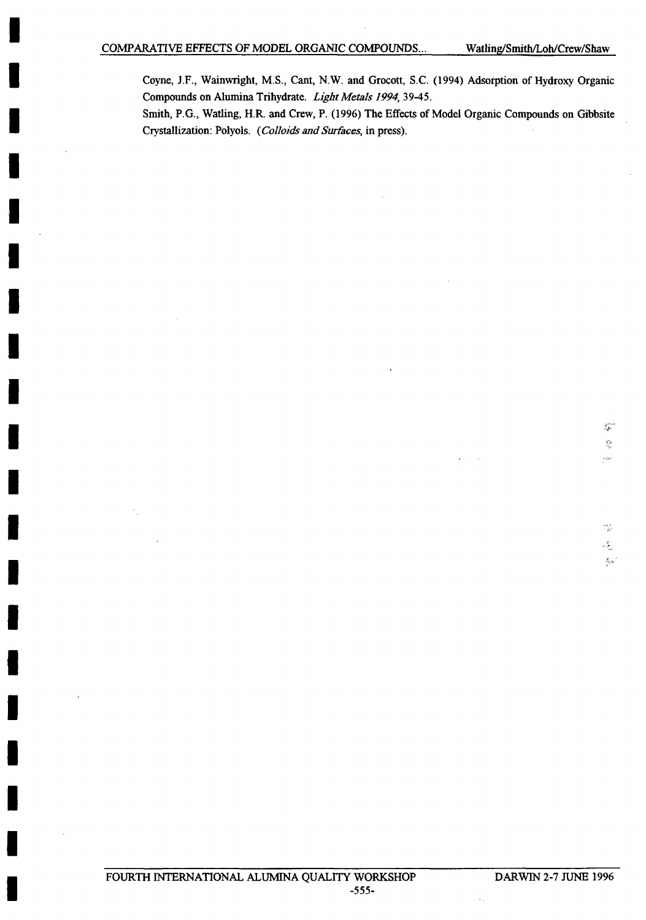Coyne, J.F., Wainwright, M.S., Cant, N.W. and Grocott, S.C. (1994) Adsorption of Hydroxy Organic Compounds on Alumina Trihydrate. *Light Metals 1994*, 39-45.

Smith, P.G., Watling, H.R. and Crew, P. (1996) The Effects of Model Organic Compounds on Gibbsite Crystallization: Polyols. (*Colloids and Surfaces*, in press).